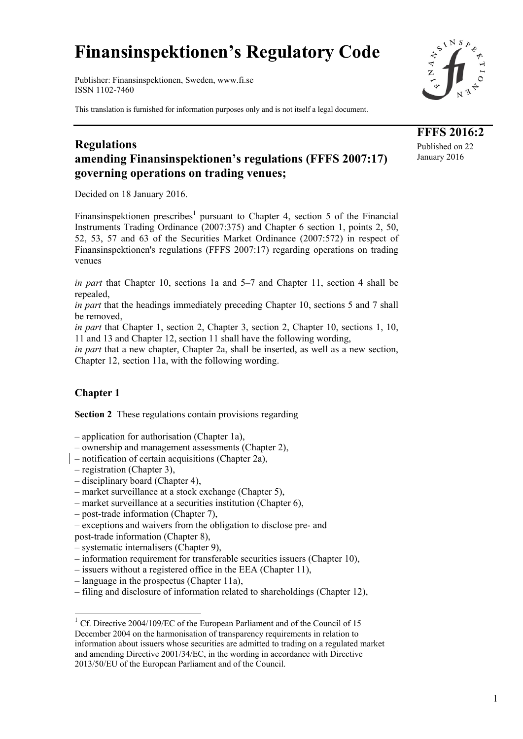# Finansinspektionen's Regulatory Code

Publisher: Finansinspektionen, Sweden, www.fi.se
ISSN 1102-7460

This translation is furnished for information purposes only and is not itself a legal document.

**FFFS 2016:2**
Published on 22 January 2016

## Regulations amending Finansinspektionen's regulations (FFFS 2007:17) governing operations on trading venues;

Decided on 18 January 2016.

Finansinspektionen prescribes[1] pursuant to Chapter 4, section 5 of the Financial Instruments Trading Ordinance (2007:375) and Chapter 6 section 1, points 2, 50, 52, 53, 57 and 63 of the Securities Market Ordinance (2007:572) in respect of Finansinspektionen's regulations (FFFS 2007:17) regarding operations on trading venues

*in part* that Chapter 10, sections 1a and 5–7 and Chapter 11, section 4 shall be repealed,
*in part* that the headings immediately preceding Chapter 10, sections 5 and 7 shall be removed,
*in part* that Chapter 1, section 2, Chapter 3, section 2, Chapter 10, sections 1, 10, 11 and 13 and Chapter 12, section 11 shall have the following wording,
*in part* that a new chapter, Chapter 2a, shall be inserted, as well as a new section, Chapter 12, section 11a, with the following wording.

### Chapter 1

**Section 2** These regulations contain provisions regarding

– application for authorisation (Chapter 1a),
– ownership and management assessments (Chapter 2),
– notification of certain acquisitions (Chapter 2a),
– registration (Chapter 3),
– disciplinary board (Chapter 4),
– market surveillance at a stock exchange (Chapter 5),
– market surveillance at a securities institution (Chapter 6),
– post-trade information (Chapter 7),
– exceptions and waivers from the obligation to disclose pre- and post-trade information (Chapter 8),
– systematic internalisers (Chapter 9),
– information requirement for transferable securities issuers (Chapter 10),
– issuers without a registered office in the EEA (Chapter 11),
– language in the prospectus (Chapter 11a),
– filing and disclosure of information related to shareholdings (Chapter 12),

[1] Cf. Directive 2004/109/EC of the European Parliament and of the Council of 15 December 2004 on the harmonisation of transparency requirements in relation to information about issuers whose securities are admitted to trading on a regulated market and amending Directive 2001/34/EC, in the wording in accordance with Directive 2013/50/EU of the European Parliament and of the Council.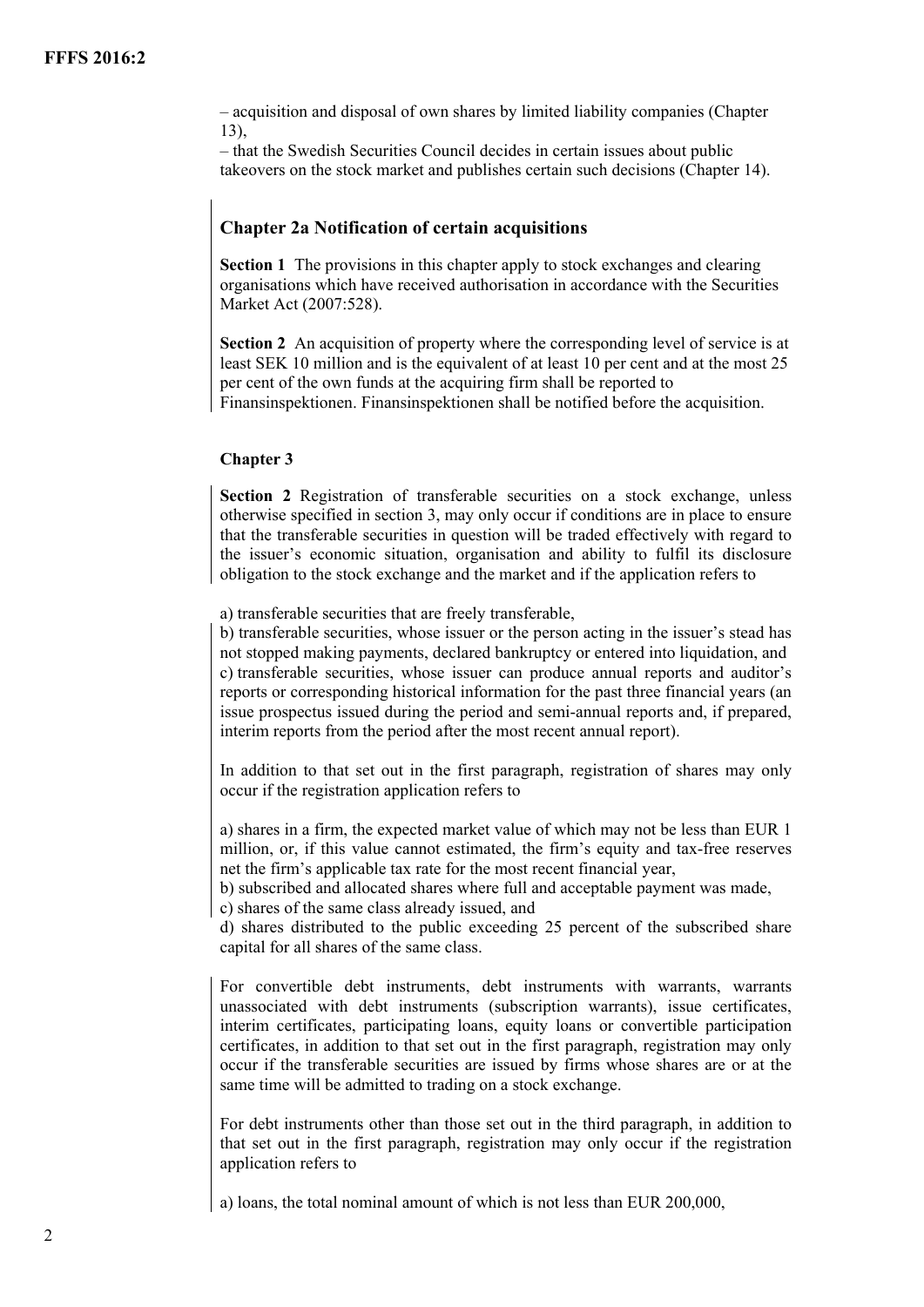– acquisition and disposal of own shares by limited liability companies (Chapter 13),
– that the Swedish Securities Council decides in certain issues about public takeovers on the stock market and publishes certain such decisions (Chapter 14).

## Chapter 2a Notification of certain acquisitions

**Section 1** The provisions in this chapter apply to stock exchanges and clearing organisations which have received authorisation in accordance with the Securities Market Act (2007:528).

**Section 2** An acquisition of property where the corresponding level of service is at least SEK 10 million and is the equivalent of at least 10 per cent and at the most 25 per cent of the own funds at the acquiring firm shall be reported to Finansinspektionen. Finansinspektionen shall be notified before the acquisition.

## Chapter 3

**Section 2** Registration of transferable securities on a stock exchange, unless otherwise specified in section 3, may only occur if conditions are in place to ensure that the transferable securities in question will be traded effectively with regard to the issuer's economic situation, organisation and ability to fulfil its disclosure obligation to the stock exchange and the market and if the application refers to

a) transferable securities that are freely transferable,
b) transferable securities, whose issuer or the person acting in the issuer's stead has not stopped making payments, declared bankruptcy or entered into liquidation, and
c) transferable securities, whose issuer can produce annual reports and auditor's reports or corresponding historical information for the past three financial years (an issue prospectus issued during the period and semi-annual reports and, if prepared, interim reports from the period after the most recent annual report).

In addition to that set out in the first paragraph, registration of shares may only occur if the registration application refers to

a) shares in a firm, the expected market value of which may not be less than EUR 1 million, or, if this value cannot estimated, the firm's equity and tax-free reserves net the firm's applicable tax rate for the most recent financial year,
b) subscribed and allocated shares where full and acceptable payment was made,
c) shares of the same class already issued, and
d) shares distributed to the public exceeding 25 percent of the subscribed share capital for all shares of the same class.

For convertible debt instruments, debt instruments with warrants, warrants unassociated with debt instruments (subscription warrants), issue certificates, interim certificates, participating loans, equity loans or convertible participation certificates, in addition to that set out in the first paragraph, registration may only occur if the transferable securities are issued by firms whose shares are or at the same time will be admitted to trading on a stock exchange.

For debt instruments other than those set out in the third paragraph, in addition to that set out in the first paragraph, registration may only occur if the registration application refers to

a) loans, the total nominal amount of which is not less than EUR 200,000,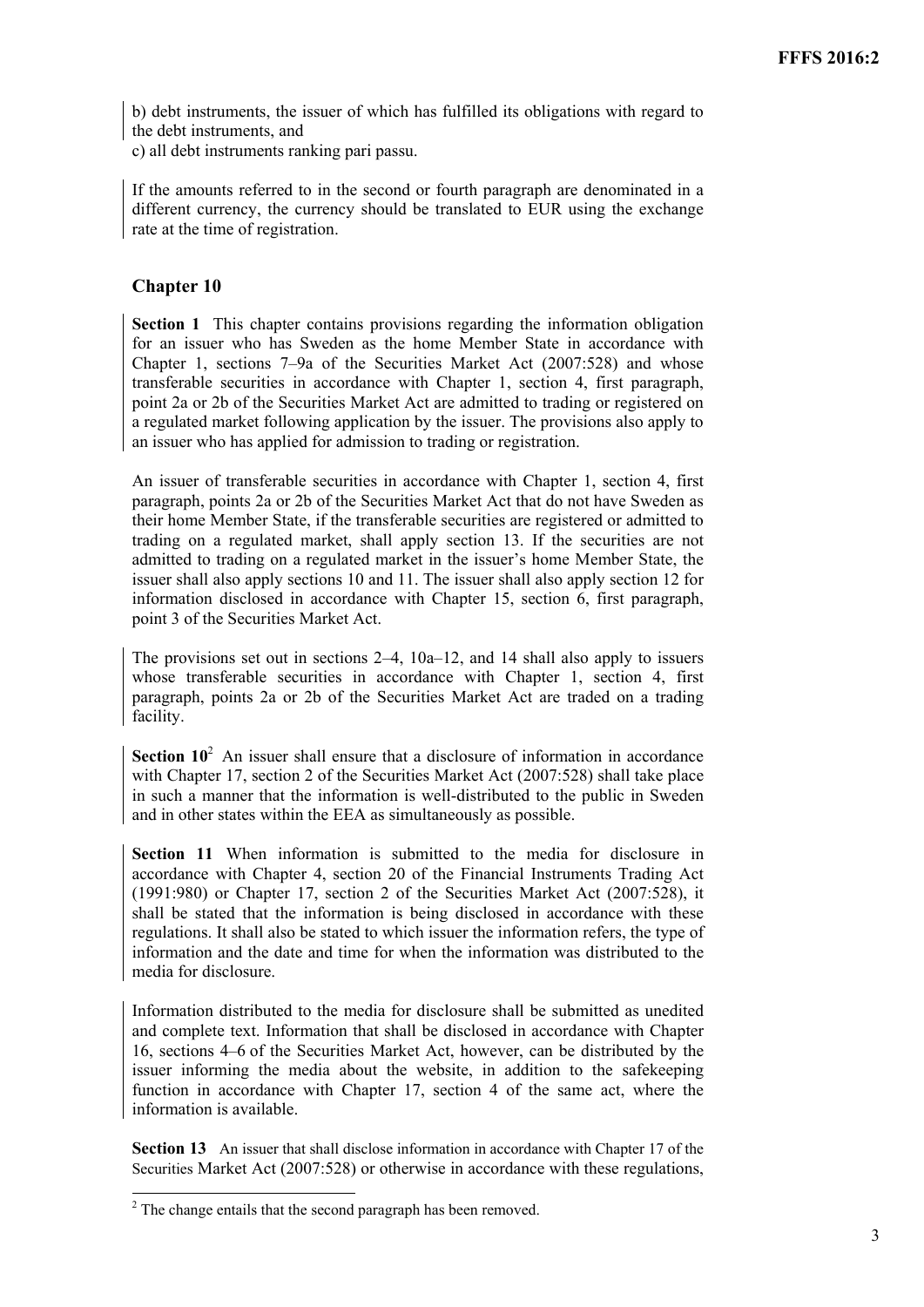b) debt instruments, the issuer of which has fulfilled its obligations with regard to the debt instruments, and

c) all debt instruments ranking pari passu.

If the amounts referred to in the second or fourth paragraph are denominated in a different currency, the currency should be translated to EUR using the exchange rate at the time of registration.

## Chapter 10

**Section 1** This chapter contains provisions regarding the information obligation for an issuer who has Sweden as the home Member State in accordance with Chapter 1, sections 7–9a of the Securities Market Act (2007:528) and whose transferable securities in accordance with Chapter 1, section 4, first paragraph, point 2a or 2b of the Securities Market Act are admitted to trading or registered on a regulated market following application by the issuer. The provisions also apply to an issuer who has applied for admission to trading or registration.

An issuer of transferable securities in accordance with Chapter 1, section 4, first paragraph, points 2a or 2b of the Securities Market Act that do not have Sweden as their home Member State, if the transferable securities are registered or admitted to trading on a regulated market, shall apply section 13. If the securities are not admitted to trading on a regulated market in the issuer's home Member State, the issuer shall also apply sections 10 and 11. The issuer shall also apply section 12 for information disclosed in accordance with Chapter 15, section 6, first paragraph, point 3 of the Securities Market Act.

The provisions set out in sections 2–4, 10a–12, and 14 shall also apply to issuers whose transferable securities in accordance with Chapter 1, section 4, first paragraph, points 2a or 2b of the Securities Market Act are traded on a trading facility.

**Section 10**[2] An issuer shall ensure that a disclosure of information in accordance with Chapter 17, section 2 of the Securities Market Act (2007:528) shall take place in such a manner that the information is well-distributed to the public in Sweden and in other states within the EEA as simultaneously as possible.

**Section 11** When information is submitted to the media for disclosure in accordance with Chapter 4, section 20 of the Financial Instruments Trading Act (1991:980) or Chapter 17, section 2 of the Securities Market Act (2007:528), it shall be stated that the information is being disclosed in accordance with these regulations. It shall also be stated to which issuer the information refers, the type of information and the date and time for when the information was distributed to the media for disclosure.

Information distributed to the media for disclosure shall be submitted as unedited and complete text. Information that shall be disclosed in accordance with Chapter 16, sections 4–6 of the Securities Market Act, however, can be distributed by the issuer informing the media about the website, in addition to the safekeeping function in accordance with Chapter 17, section 4 of the same act, where the information is available.

**Section 13** An issuer that shall disclose information in accordance with Chapter 17 of the Securities Market Act (2007:528) or otherwise in accordance with these regulations,

[2] The change entails that the second paragraph has been removed.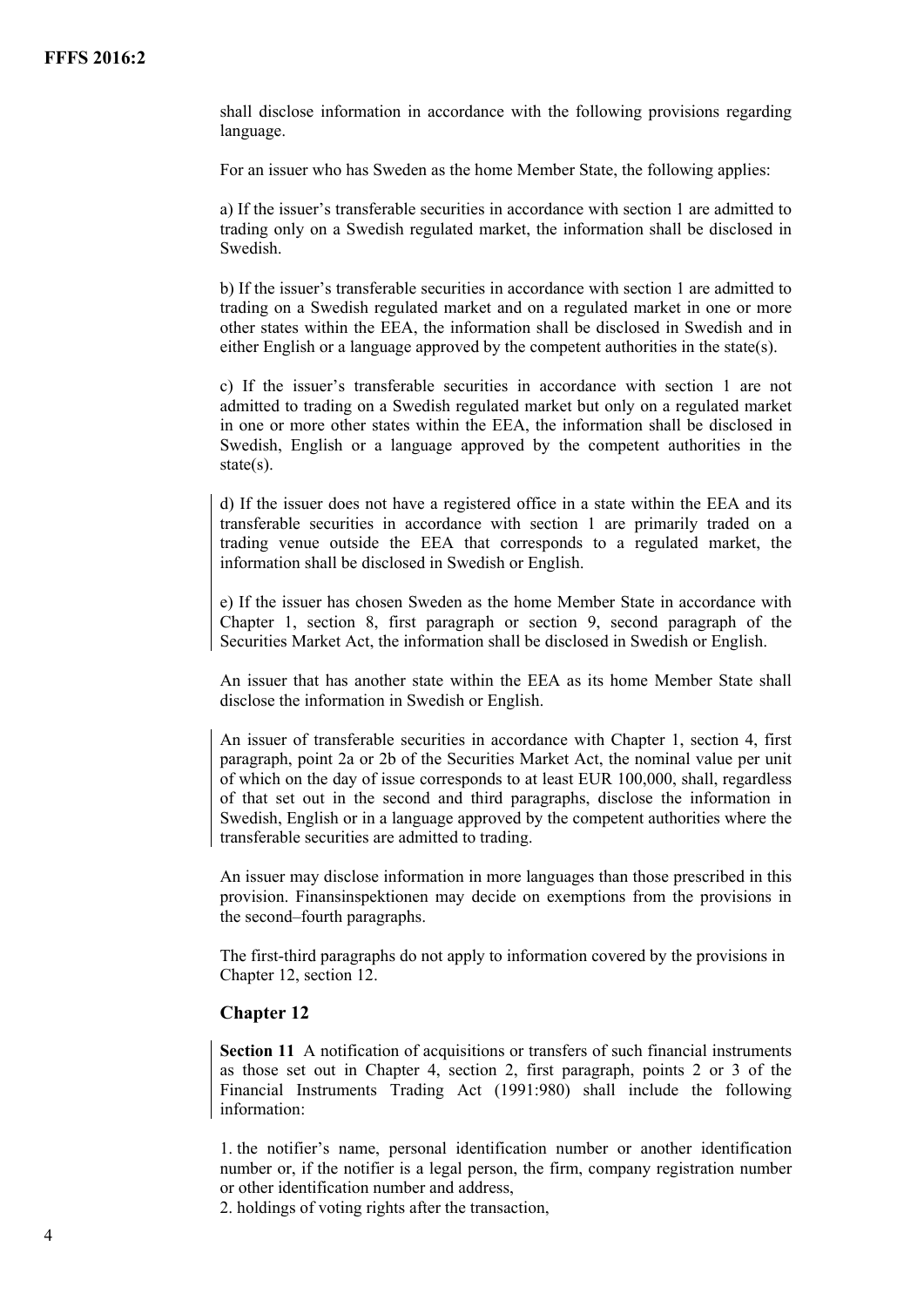shall disclose information in accordance with the following provisions regarding language.

For an issuer who has Sweden as the home Member State, the following applies:

a) If the issuer's transferable securities in accordance with section 1 are admitted to trading only on a Swedish regulated market, the information shall be disclosed in Swedish.

b) If the issuer's transferable securities in accordance with section 1 are admitted to trading on a Swedish regulated market and on a regulated market in one or more other states within the EEA, the information shall be disclosed in Swedish and in either English or a language approved by the competent authorities in the state(s).

c) If the issuer's transferable securities in accordance with section 1 are not admitted to trading on a Swedish regulated market but only on a regulated market in one or more other states within the EEA, the information shall be disclosed in Swedish, English or a language approved by the competent authorities in the state(s).

d) If the issuer does not have a registered office in a state within the EEA and its transferable securities in accordance with section 1 are primarily traded on a trading venue outside the EEA that corresponds to a regulated market, the information shall be disclosed in Swedish or English.

e) If the issuer has chosen Sweden as the home Member State in accordance with Chapter 1, section 8, first paragraph or section 9, second paragraph of the Securities Market Act, the information shall be disclosed in Swedish or English.

An issuer that has another state within the EEA as its home Member State shall disclose the information in Swedish or English.

An issuer of transferable securities in accordance with Chapter 1, section 4, first paragraph, point 2a or 2b of the Securities Market Act, the nominal value per unit of which on the day of issue corresponds to at least EUR 100,000, shall, regardless of that set out in the second and third paragraphs, disclose the information in Swedish, English or in a language approved by the competent authorities where the transferable securities are admitted to trading.

An issuer may disclose information in more languages than those prescribed in this provision. Finansinspektionen may decide on exemptions from the provisions in the second–fourth paragraphs.

The first-third paragraphs do not apply to information covered by the provisions in Chapter 12, section 12.

## Chapter 12

**Section 11** A notification of acquisitions or transfers of such financial instruments as those set out in Chapter 4, section 2, first paragraph, points 2 or 3 of the Financial Instruments Trading Act (1991:980) shall include the following information:

1. the notifier's name, personal identification number or another identification number or, if the notifier is a legal person, the firm, company registration number or other identification number and address,
2. holdings of voting rights after the transaction,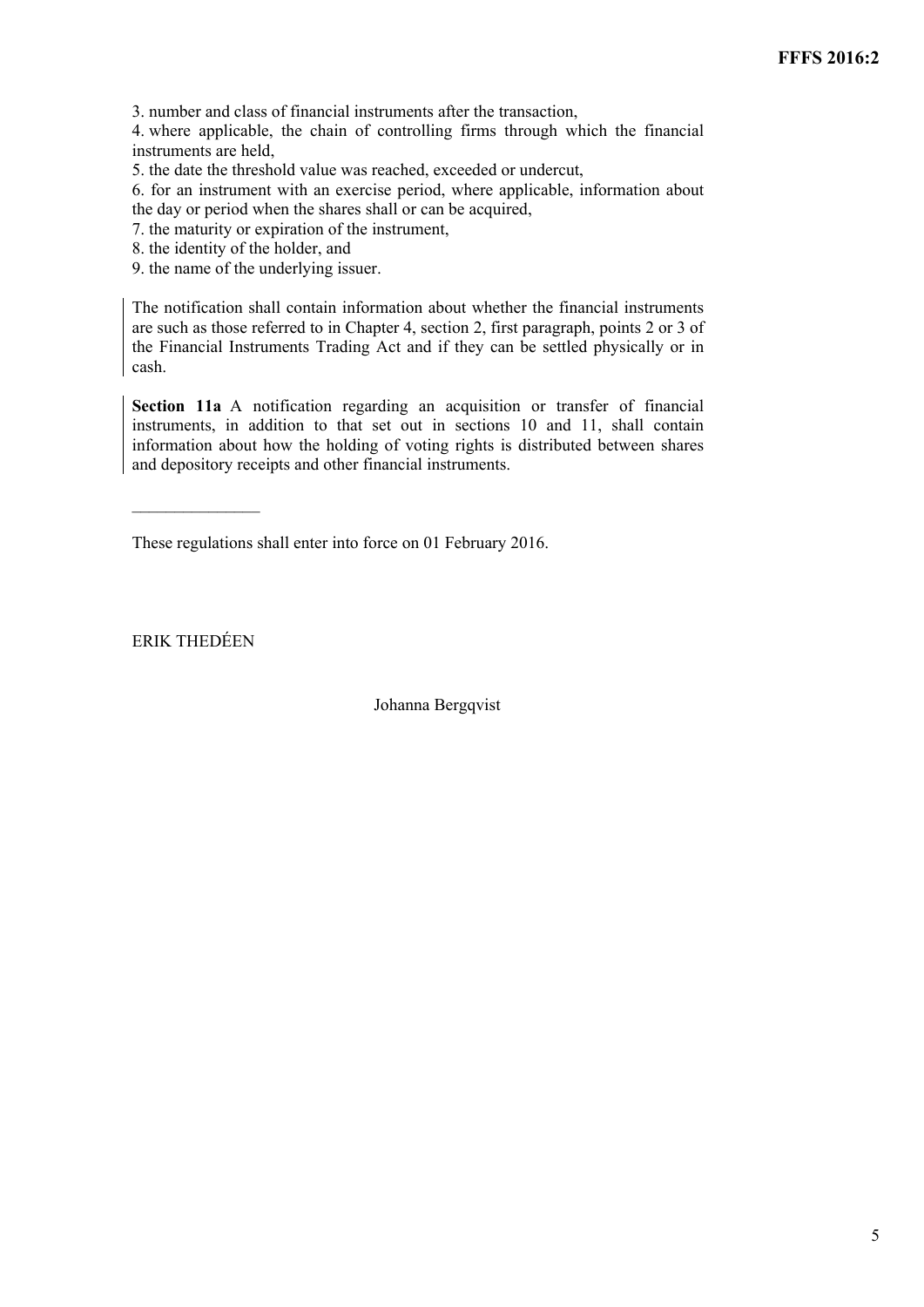3. number and class of financial instruments after the transaction,
4. where applicable, the chain of controlling firms through which the financial instruments are held,
5. the date the threshold value was reached, exceeded or undercut,
6. for an instrument with an exercise period, where applicable, information about the day or period when the shares shall or can be acquired,
7. the maturity or expiration of the instrument,
8. the identity of the holder, and
9. the name of the underlying issuer.

The notification shall contain information about whether the financial instruments are such as those referred to in Chapter 4, section 2, first paragraph, points 2 or 3 of the Financial Instruments Trading Act and if they can be settled physically or in cash.

**Section 11a** A notification regarding an acquisition or transfer of financial instruments, in addition to that set out in sections 10 and 11, shall contain information about how the holding of voting rights is distributed between shares and depository receipts and other financial instruments.

_______________

These regulations shall enter into force on 01 February 2016.

ERIK THEDÉEN

Johanna Bergqvist